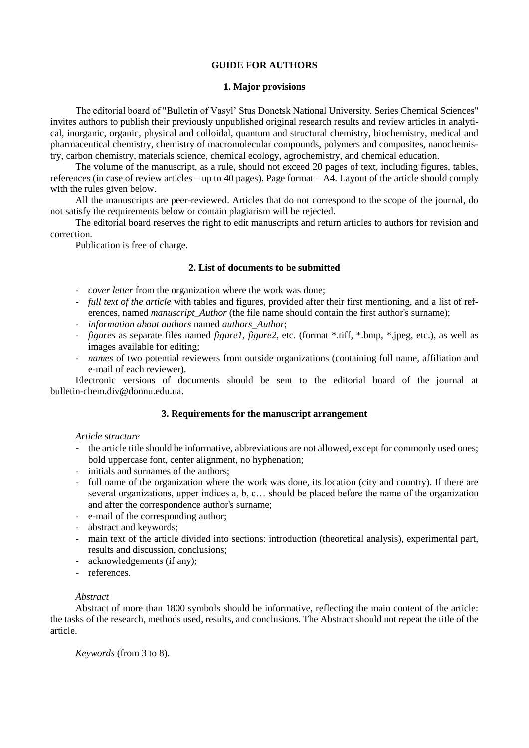# GUIDE FOR AUTHORS

## 1. Major provisions

The editorial board of "Bulletin of Vasyl' Stus Donetsk National University. Series Chemical Sciences" invites authors to publish their previously unpublished original research results and review articles in analytical, inorganic, organic, physical and colloidal, quantum and structural chemistry, biochemistry, medical and pharmaceutical chemistry, chemistry of macromolecular compounds, polymers and composites, nanochemistry, carbon chemistry, materials science, chemical ecology, agrochemistry, and chemical education.

The volume of the manuscript, as a rule, should not exceed 20 pages of text, including figures, tables, references (in case of review articles – up to 40 pages). Page format – A4. Layout of the article should comply with the rules given below.

All the manuscripts are peer-reviewed. Articles that do not correspond to the scope of the journal, do not satisfy the requirements below or contain plagiarism will be rejected.

The editorial board reserves the right to edit manuscripts and return articles to authors for revision and correction.

Publication is free of charge.

## 2. List of documents to be submitted

- *cover letter* from the organization where the work was done;
- *full text of the article* with tables and figures, provided after their first mentioning, and a list of references, named *manuscript_Author* (the file name should contain the first author's surname);
- *information about authors* named *authors_Author*;
- *figures* as separate files named *figure1*, *figure2*, etc. (format *.tiff, *.bmp, *.jpeg, etc.), as well as images available for editing;
- *names* of two potential reviewers from outside organizations (containing full name, affiliation and e-mail of each reviewer).

Electronic versions of documents should be sent to the editorial board of the journal at bulletin-chem.div@donnu.edu.ua.

## 3. Requirements for the manuscript arrangement

*Article structure*

- the article title should be informative, abbreviations are not allowed, except for commonly used ones; bold uppercase font, center alignment, no hyphenation;
- initials and surnames of the authors;
- full name of the organization where the work was done, its location (city and country). If there are several organizations, upper indices a, b, c… should be placed before the name of the organization and after the correspondence author's surname;
- e-mail of the corresponding author;
- abstract and keywords;
- main text of the article divided into sections: introduction (theoretical analysis), experimental part, results and discussion, conclusions;
- acknowledgements (if any);
- references.

*Abstract*

Abstract of more than 1800 symbols should be informative, reflecting the main content of the article: the tasks of the research, methods used, results, and conclusions. The Abstract should not repeat the title of the article.

*Keywords* (from 3 to 8).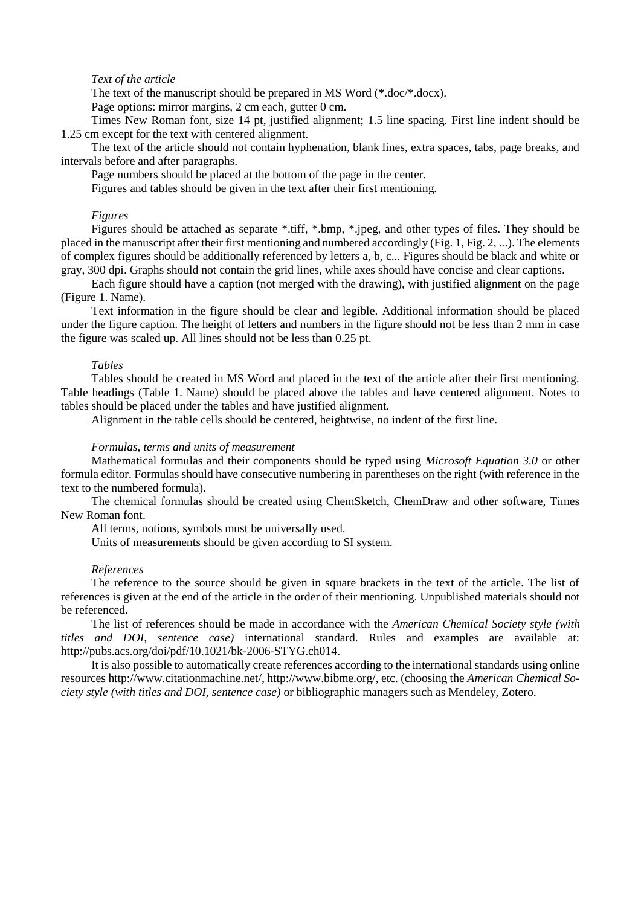*Text of the article*

The text of the manuscript should be prepared in MS Word (*.doc/*.docx).

Page options: mirror margins, 2 cm each, gutter 0 cm.

Times New Roman font, size 14 pt, justified alignment; 1.5 line spacing. First line indent should be 1.25 cm except for the text with centered alignment.

The text of the article should not contain hyphenation, blank lines, extra spaces, tabs, page breaks, and intervals before and after paragraphs.

Page numbers should be placed at the bottom of the page in the center.

Figures and tables should be given in the text after their first mentioning.

*Figures*

Figures should be attached as separate *.tiff, *.bmp, *.jpeg, and other types of files. They should be placed in the manuscript after their first mentioning and numbered accordingly (Fig. 1, Fig. 2, ...). The elements of complex figures should be additionally referenced by letters a, b, c... Figures should be black and white or gray, 300 dpi. Graphs should not contain the grid lines, while axes should have concise and clear captions.

Each figure should have a caption (not merged with the drawing), with justified alignment on the page (Figure 1. Name).

Text information in the figure should be clear and legible. Additional information should be placed under the figure caption. The height of letters and numbers in the figure should not be less than 2 mm in case the figure was scaled up. All lines should not be less than 0.25 pt.

*Tables*

Tables should be created in MS Word and placed in the text of the article after their first mentioning. Table headings (Table 1. Name) should be placed above the tables and have centered alignment. Notes to tables should be placed under the tables and have justified alignment.

Alignment in the table cells should be centered, heightwise, no indent of the first line.

*Formulas, terms and units of measurement*

Mathematical formulas and their components should be typed using *Microsoft Equation 3.0* or other formula editor. Formulas should have consecutive numbering in parentheses on the right (with reference in the text to the numbered formula).

The chemical formulas should be created using ChemSketch, ChemDraw and other software, Times New Roman font.

All terms, notions, symbols must be universally used.

Units of measurements should be given according to SI system.

*References*

The reference to the source should be given in square brackets in the text of the article. The list of references is given at the end of the article in the order of their mentioning. Unpublished materials should not be referenced.

The list of references should be made in accordance with the *American Chemical Society style (with titles and DOI, sentence case)* international standard. Rules and examples are available at: http://pubs.acs.org/doi/pdf/10.1021/bk-2006-STYG.ch014.

It is also possible to automatically create references according to the international standards using online resources http://www.citationmachine.net/, http://www.bibme.org/, etc. (choosing the *American Chemical Society style (with titles and DOI, sentence case)* or bibliographic managers such as Mendeley, Zotero.